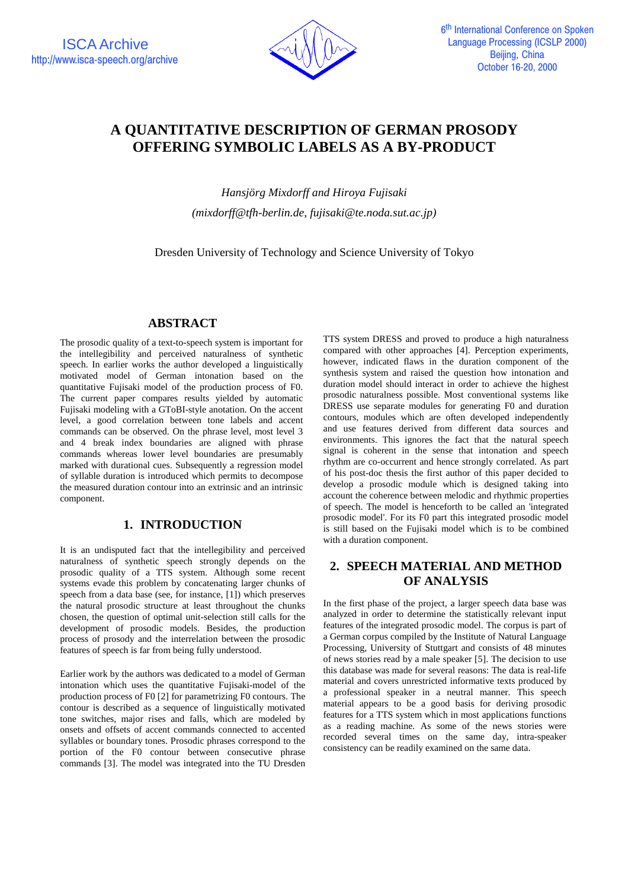# A QUANTITATIVE DESCRIPTION OF GERMAN PROSODY OFFERING SYMBOLIC LABELS AS A BY-PRODUCT

*Hansjörg Mixdorff and Hiroya Fujisaki*

*(mixdorff@tfh-berlin.de, fujisaki@te.noda.sut.ac.jp)*

Dresden University of Technology and Science University of Tokyo

## ABSTRACT

The prosodic quality of a text-to-speech system is important for the intelligibility and perceived naturalness of synthetic speech. In earlier works the author developed a linguistically motivated model of German intonation based on the quantitative Fujisaki model of the production process of F0. The current paper compares results yielded by automatic Fujisaki modeling with a GToBI-style anotation. On the accent level, a good correlation between tone labels and accent commands can be observed. On the phrase level, most level 3 and 4 break index boundaries are aligned with phrase commands whereas lower level boundaries are presumably marked with durational cues. Subsequently a regression model of syllable duration is introduced which permits to decompose the measured duration contour into an extrinsic and an intrinsic component.

## 1. INTRODUCTION

It is an undisputed fact that the intelligibility and perceived naturalness of synthetic speech strongly depends on the prosodic quality of a TTS system. Although some recent systems evade this problem by concatenating larger chunks of speech from a data base (see, for instance, [1]) which preserves the natural prosodic structure at least throughout the chunks chosen, the question of optimal unit-selection still calls for the development of prosodic models. Besides, the production process of prosody and the interrelation between the prosodic features of speech is far from being fully understood.

Earlier work by the authors was dedicated to a model of German intonation which uses the quantitative Fujisaki-model of the production process of F0 [2] for parametrizing F0 contours. The contour is described as a sequence of linguistically motivated tone switches, major rises and falls, which are modeled by onsets and offsets of accent commands connected to accented syllables or boundary tones. Prosodic phrases correspond to the portion of the F0 contour between consecutive phrase commands [3]. The model was integrated into the TU Dresden TTS system DRESS and proved to produce a high naturalness compared with other approaches [4]. Perception experiments, however, indicated flaws in the duration component of the synthesis system and raised the question how intonation and duration model should interact in order to achieve the highest prosodic naturalness possible. Most conventional systems like DRESS use separate modules for generating F0 and duration contours, modules which are often developed independently and use features derived from different data sources and environments. This ignores the fact that the natural speech signal is coherent in the sense that intonation and speech rhythm are co-occurrent and hence strongly correlated. As part of his post-doc thesis the first author of this paper decided to develop a prosodic module which is designed taking into account the coherence between melodic and rhythmic properties of speech. The model is henceforth to be called an 'integrated prosodic model'. For its F0 part this integrated prosodic model is still based on the Fujisaki model which is to be combined with a duration component.

## 2. SPEECH MATERIAL AND METHOD OF ANALYSIS

In the first phase of the project, a larger speech data base was analyzed in order to determine the statistically relevant input features of the integrated prosodic model. The corpus is part of a German corpus compiled by the Institute of Natural Language Processing, University of Stuttgart and consists of 48 minutes of news stories read by a male speaker [5]. The decision to use this database was made for several reasons: The data is real-life material and covers unrestricted informative texts produced by a professional speaker in a neutral manner. This speech material appears to be a good basis for deriving prosodic features for a TTS system which in most applications functions as a reading machine. As some of the news stories were recorded several times on the same day, intra-speaker consistency can be readily examined on the same data.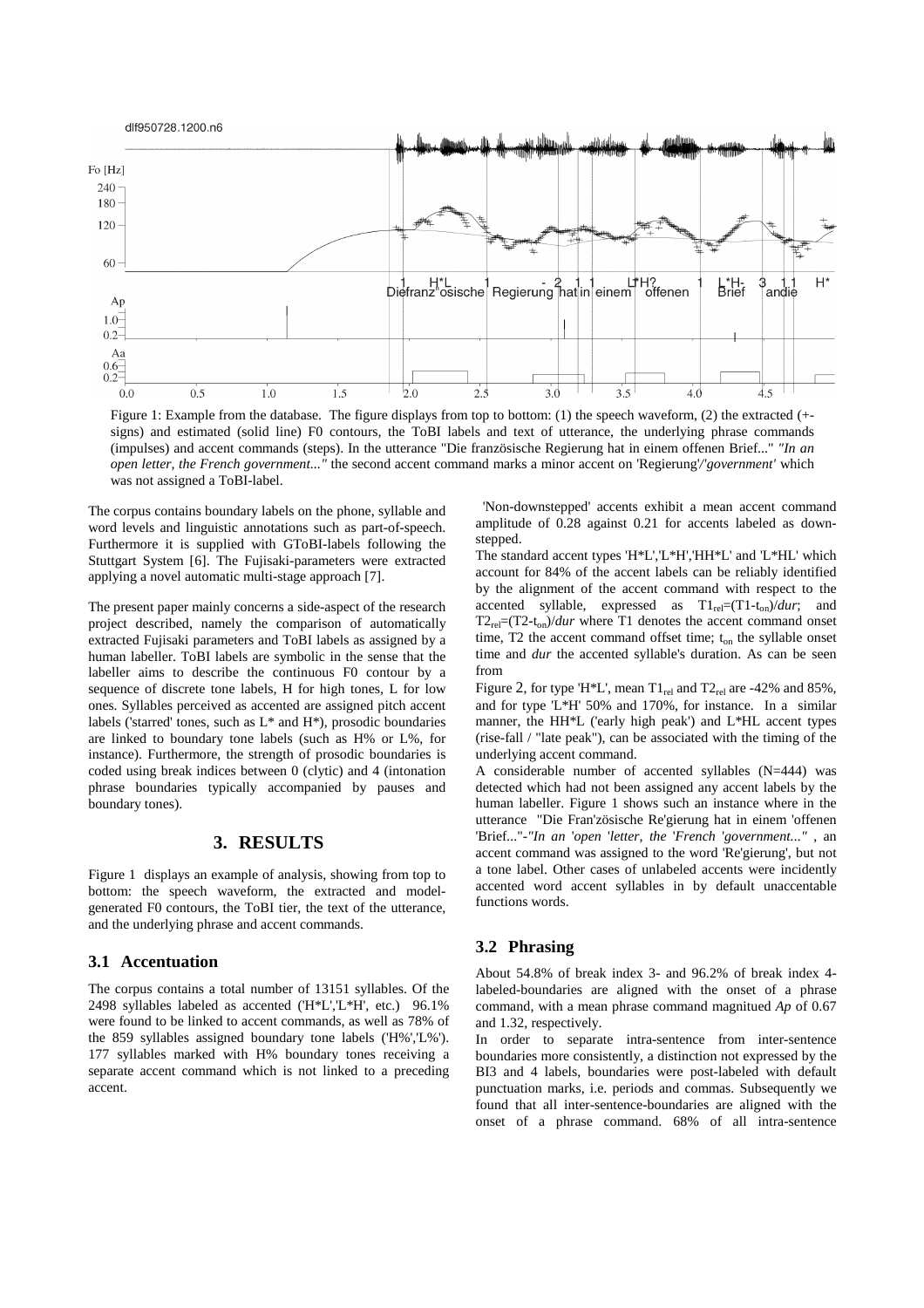dlf950728.1200.n6

Fo [Hz]
240
180
120
60

1 H*L 1 - 2 1 1 L*H? 1 L*H- 3 1 1 H*
Diefranz'osische Regierung hat in einem offenen Brief andie

Ap
1.0
0.2

Aa
0.6
0.2

0.0 0.5 1.0 1.5 2.0 2.5 3.0 3.5 4.0 4.5

Figure 1: Example from the database. The figure displays from top to bottom: (1) the speech waveform, (2) the extracted (+-signs) and estimated (solid line) F0 contours, the ToBI labels and text of utterance, the underlying phrase commands (impulses) and accent commands (steps). In the utterance "Die französische Regierung hat in einem offenen Brief..." *"In an open letter, the French government..."* the second accent command marks a minor accent on 'Regierung'/*'government'* which was not assigned a ToBI-label.

The corpus contains boundary labels on the phone, syllable and word levels and linguistic annotations such as part-of-speech. Furthermore it is supplied with GToBI-labels following the Stuttgart System [6]. The Fujisaki-parameters were extracted applying a novel automatic multi-stage approach [7].

The present paper mainly concerns a side-aspect of the research project described, namely the comparison of automatically extracted Fujisaki parameters and ToBI labels as assigned by a human labeller. ToBI labels are symbolic in the sense that the labeller aims to describe the continuous F0 contour by a sequence of discrete tone labels, H for high tones, L for low ones. Syllables perceived as accented are assigned pitch accent labels ('starred' tones, such as L* and H*), prosodic boundaries are linked to boundary tone labels (such as H% or L%, for instance). Furthermore, the strength of prosodic boundaries is coded using break indices between 0 (clytic) and 4 (intonation phrase boundaries typically accompanied by pauses and boundary tones).

## 3. RESULTS

Figure 1 displays an example of analysis, showing from top to bottom: the speech waveform, the extracted and model-generated F0 contours, the ToBI tier, the text of the utterance, and the underlying phrase and accent commands.

### 3.1 Accentuation

The corpus contains a total number of 13151 syllables. Of the 2498 syllables labeled as accented ('H*L','L*H', etc.) 96.1% were found to be linked to accent commands, as well as 78% of the 859 syllables assigned boundary tone labels ('H%','L%'). 177 syllables marked with H% boundary tones receiving a separate accent command which is not linked to a preceding accent.

'Non-downstepped' accents exhibit a mean accent command amplitude of 0.28 against 0.21 for accents labeled as down-stepped.

The standard accent types 'H*L','L*H','HH*L' and 'L*HL' which account for 84% of the accent labels can be reliably identified by the alignment of the accent command with respect to the accented syllable, expressed as $T1_{rel}=(T1-t_{on})/dur$; and $T2_{rel}=(T2-t_{on})/dur$ where T1 denotes the accent command onset time, T2 the accent command offset time; $t_{on}$ the syllable onset time and *dur* the accented syllable's duration. As can be seen from

Figure 2, for type 'H*L', mean $T1_{rel}$ and $T2_{rel}$ are -42% and 85%, and for type 'L*H' 50% and 170%, for instance. In a similar manner, the HH*L ('early high peak') and L*HL accent types (rise-fall / "late peak"), can be associated with the timing of the underlying accent command.

A considerable number of accented syllables (N=444) was detected which had not been assigned any accent labels by the human labeller. Figure 1 shows such an instance where in the utterance "Die Fran'zösische Re'gierung hat in einem 'offenen 'Brief..."-*"In an 'open 'letter, the 'French 'government..."* , an accent command was assigned to the word 'Re'gierung', but not a tone label. Other cases of unlabeled accents were incidently accented word accent syllables in by default unaccentable functions words.

### 3.2 Phrasing

About 54.8% of break index 3- and 96.2% of break index 4-labeled-boundaries are aligned with the onset of a phrase command, with a mean phrase command magnitued *Ap* of 0.67 and 1.32, respectively.

In order to separate intra-sentence from inter-sentence boundaries more consistently, a distinction not expressed by the BI3 and 4 labels, boundaries were post-labeled with default punctuation marks, i.e. periods and commas. Subsequently we found that all inter-sentence-boundaries are aligned with the onset of a phrase command. 68% of all intra-sentence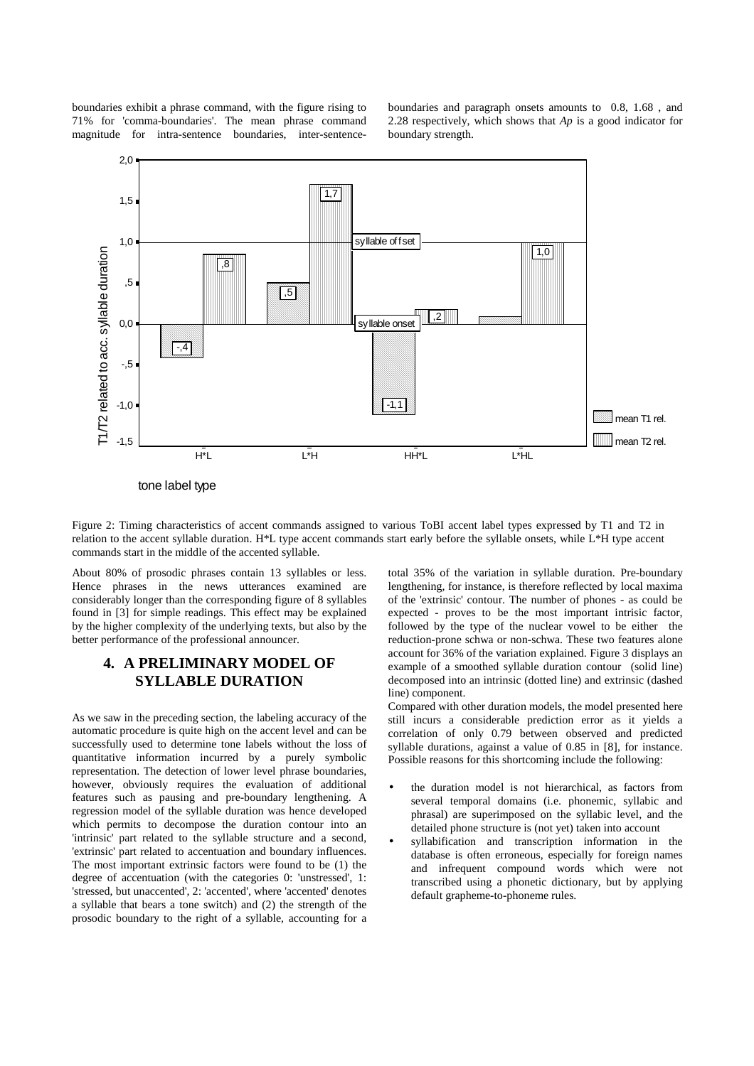boundaries exhibit a phrase command, with the figure rising to 71% for 'comma-boundaries'. The mean phrase command magnitude for intra-sentence boundaries, inter-sentence-boundaries and paragraph onsets amounts to 0.8, 1.68 , and 2.28 respectively, which shows that *Ap* is a good indicator for boundary strength.

T1/T2 related to acc. syllable duration

2,0
1,5
1,0
,5
0,0
-,5
-1,0
-1,5

-,4
,8
,5
1,7
syllable offset
syllable onset
-1,1
,2
1,0

H*L
L*H
HH*L
L*HL

tone label type

mean T1 rel.
mean T2 rel.

Figure 2: Timing characteristics of accent commands assigned to various ToBI accent label types expressed by T1 and T2 in relation to the accent syllable duration. H*L type accent commands start early before the syllable onsets, while L*H type accent commands start in the middle of the accented syllable.

About 80% of prosodic phrases contain 13 syllables or less. Hence phrases in the news utterances examined are considerably longer than the corresponding figure of 8 syllables found in [3] for simple readings. This effect may be explained by the higher complexity of the underlying texts, but also by the better performance of the professional announcer.

## 4. A PRELIMINARY MODEL OF SYLLABLE DURATION

As we saw in the preceding section, the labeling accuracy of the automatic procedure is quite high on the accent level and can be successfully used to determine tone labels without the loss of quantitative information incurred by a purely symbolic representation. The detection of lower level phrase boundaries, however, obviously requires the evaluation of additional features such as pausing and pre-boundary lengthening. A regression model of the syllable duration was hence developed which permits to decompose the duration contour into an 'intrinsic' part related to the syllable structure and a second, 'extrinsic' part related to accentuation and boundary influences. The most important extrinsic factors were found to be (1) the degree of accentuation (with the categories 0: 'unstressed', 1: 'stressed, but unaccented', 2: 'accented', where 'accented' denotes a syllable that bears a tone switch) and (2) the strength of the prosodic boundary to the right of a syllable, accounting for a total 35% of the variation in syllable duration. Pre-boundary lengthening, for instance, is therefore reflected by local maxima of the 'extrinsic' contour. The number of phones - as could be expected - proves to be the most important intrisic factor, followed by the type of the nuclear vowel to be either the reduction-prone schwa or non-schwa. These two features alone account for 36% of the variation explained. Figure 3 displays an example of a smoothed syllable duration contour (solid line) decomposed into an intrinsic (dotted line) and extrinsic (dashed line) component.

Compared with other duration models, the model presented here still incurs a considerable prediction error as it yields a correlation of only 0.79 between observed and predicted syllable durations, against a value of 0.85 in [8], for instance. Possible reasons for this shortcoming include the following:

- the duration model is not hierarchical, as factors from several temporal domains (i.e. phonemic, syllabic and phrasal) are superimposed on the syllabic level, and the detailed phone structure is (not yet) taken into account
- syllabification and transcription information in the database is often erroneous, especially for foreign names and infrequent compound words which were not transcribed using a phonetic dictionary, but by applying default grapheme-to-phoneme rules.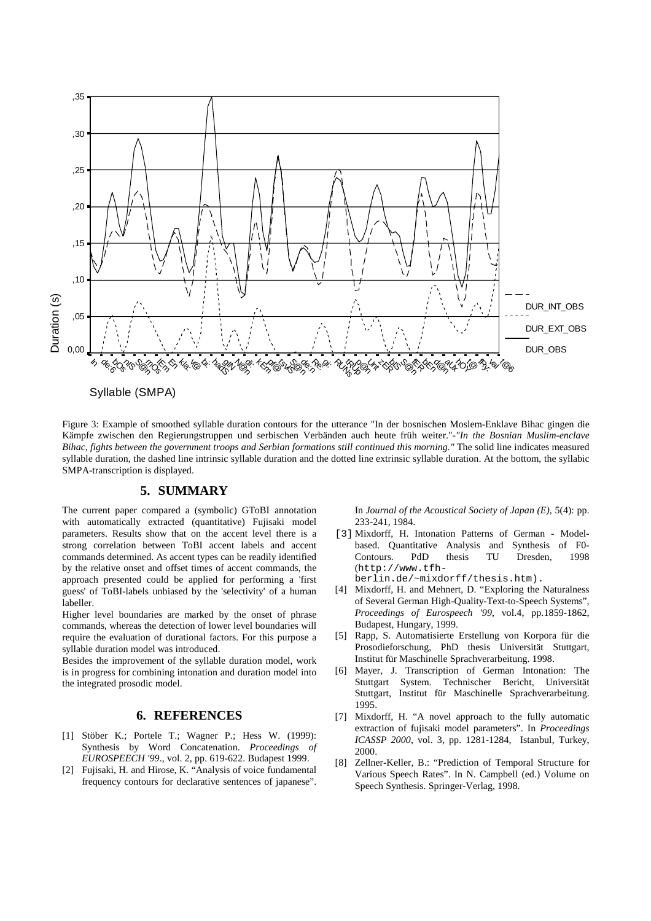,35

,30

,25

,20

,15

,10

,05

0,00

Duration (s)

DUR_INT_OBS

DUR_EXT_OBS

DUR_OBS

Syllable (SMPA)

Figure 3: Example of smoothed syllable duration contours for the utterance "In der bosnischen Moslem-Enklave Bihac gingen die Kämpfe zwischen den Regierungstruppen und serbischen Verbänden auch heute früh weiter."-*"In the Bosnian Muslim-enclave Bihac, fights between the government troops and Serbian formations still continued this morning."* The solid line indicates measured syllable duration, the dashed line intrinsic syllable duration and the dotted line extrinsic syllable duration. At the bottom, the syllabic SMPA-transcription is displayed.

## 5. SUMMARY

The current paper compared a (symbolic) GToBI annotation with automatically extracted (quantitative) Fujisaki model parameters. Results show that on the accent level there is a strong correlation between ToBI accent labels and accent commands determined. As accent types can be readily identified by the relative onset and offset times of accent commands, the approach presented could be applied for performing a 'first guess' of ToBI-labels unbiased by the 'selectivity' of a human labeller.

Higher level boundaries are marked by the onset of phrase commands, whereas the detection of lower level boundaries will require the evaluation of durational factors. For this purpose a syllable duration model was introduced.

Besides the improvement of the syllable duration model, work is in progress for combining intonation and duration model into the integrated prosodic model.

## 6. REFERENCES

[1] Stöber K.; Portele T.; Wagner P.; Hess W. (1999): Synthesis by Word Concatenation. *Proceedings of EUROSPEECH '99*., vol. 2, pp. 619-622. Budapest 1999.

[2] Fujisaki, H. and Hirose, K. "Analysis of voice fundamental frequency contours for declarative sentences of japanese". In *Journal of the Acoustical Society of Japan (E)*, 5(4): pp. 233-241, 1984.

[3] Mixdorff, H. Intonation Patterns of German - Model-based. Quantitative Analysis and Synthesis of F0-Contours. PdD thesis TU Dresden, 1998 (http://www.tfh-berlin.de/~mixdorff/thesis.htm).

[4] Mixdorff, H. and Mehnert, D. "Exploring the Naturalness of Several German High-Quality-Text-to-Speech Systems", *Proceedings of Eurospeech '99*, vol.4, pp.1859-1862, Budapest, Hungary, 1999.

[5] Rapp, S. Automatisierte Erstellung von Korpora für die Prosodieforschung, PhD thesis Universität Stuttgart, Institut für Maschinelle Sprachverarbeitung. 1998.

[6] Mayer, J. Transcription of German Intonation: The Stuttgart System. Technischer Bericht, Universität Stuttgart, Institut für Maschinelle Sprachverarbeitung. 1995.

[7] Mixdorff, H. "A novel approach to the fully automatic extraction of fujisaki model parameters". In *Proceedings ICASSP 2000*, vol. 3, pp. 1281-1284, Istanbul, Turkey, 2000.

[8] Zellner-Keller, B.: "Prediction of Temporal Structure for Various Speech Rates". In N. Campbell (ed.) Volume on Speech Synthesis. Springer-Verlag, 1998.